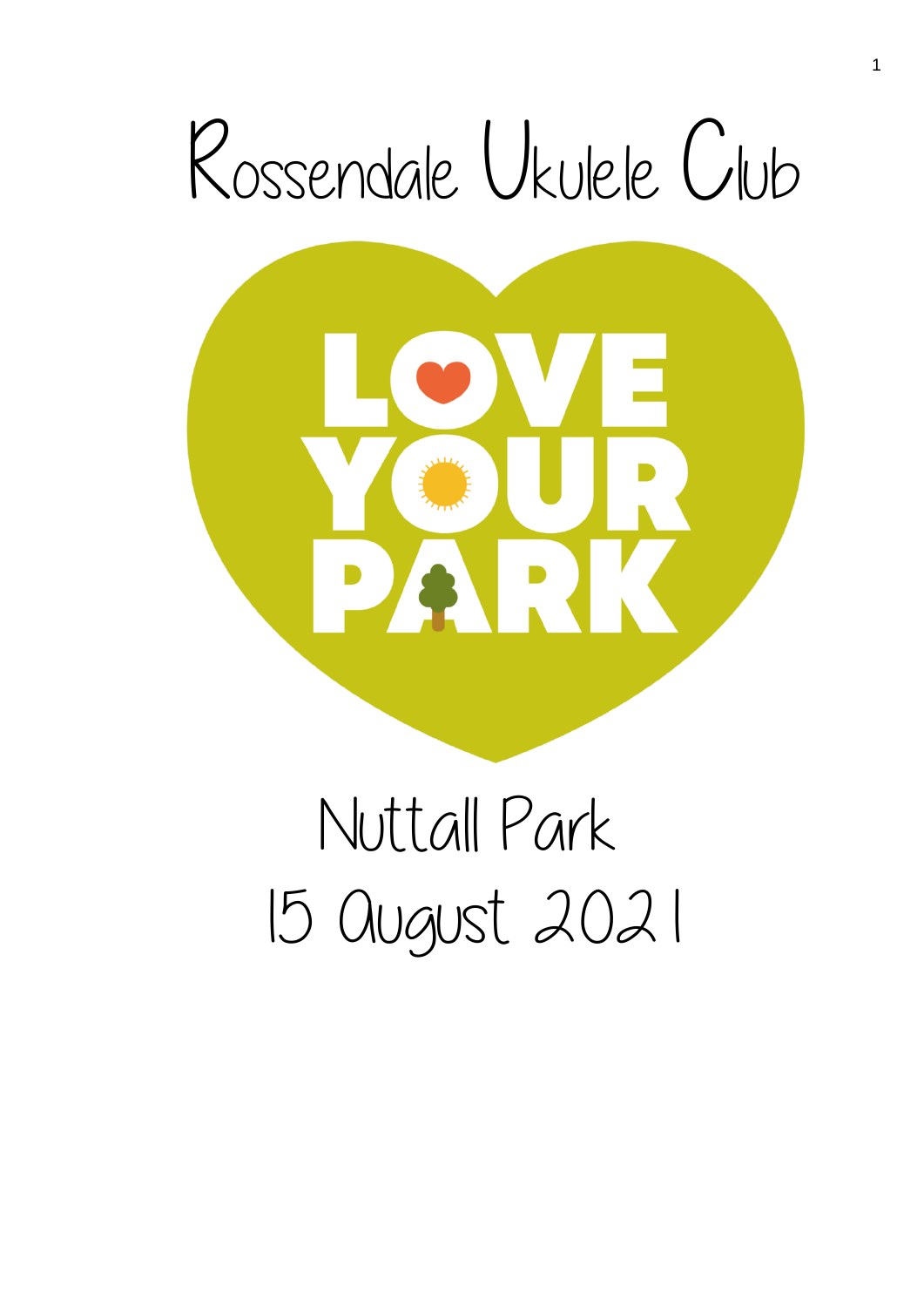# Rossendale Ukulele Club

LOVE YOUR PARK

## Nuttall Park

## 15 August 2021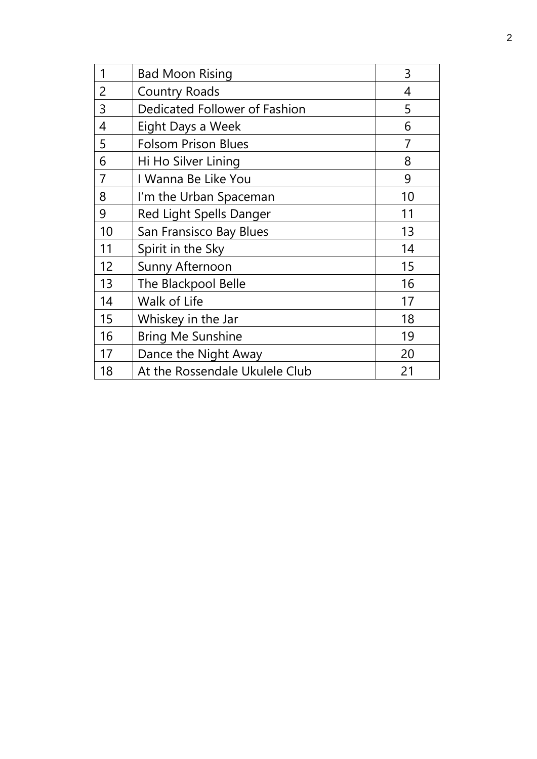| 1 | Bad Moon Rising | 3 |
|---|---|---|
| 2 | Country Roads | 4 |
| 3 | Dedicated Follower of Fashion | 5 |
| 4 | Eight Days a Week | 6 |
| 5 | Folsom Prison Blues | 7 |
| 6 | Hi Ho Silver Lining | 8 |
| 7 | I Wanna Be Like You | 9 |
| 8 | I'm the Urban Spaceman | 10 |
| 9 | Red Light Spells Danger | 11 |
| 10 | San Fransisco Bay Blues | 13 |
| 11 | Spirit in the Sky | 14 |
| 12 | Sunny Afternoon | 15 |
| 13 | The Blackpool Belle | 16 |
| 14 | Walk of Life | 17 |
| 15 | Whiskey in the Jar | 18 |
| 16 | Bring Me Sunshine | 19 |
| 17 | Dance the Night Away | 20 |
| 18 | At the Rossendale Ukulele Club | 21 |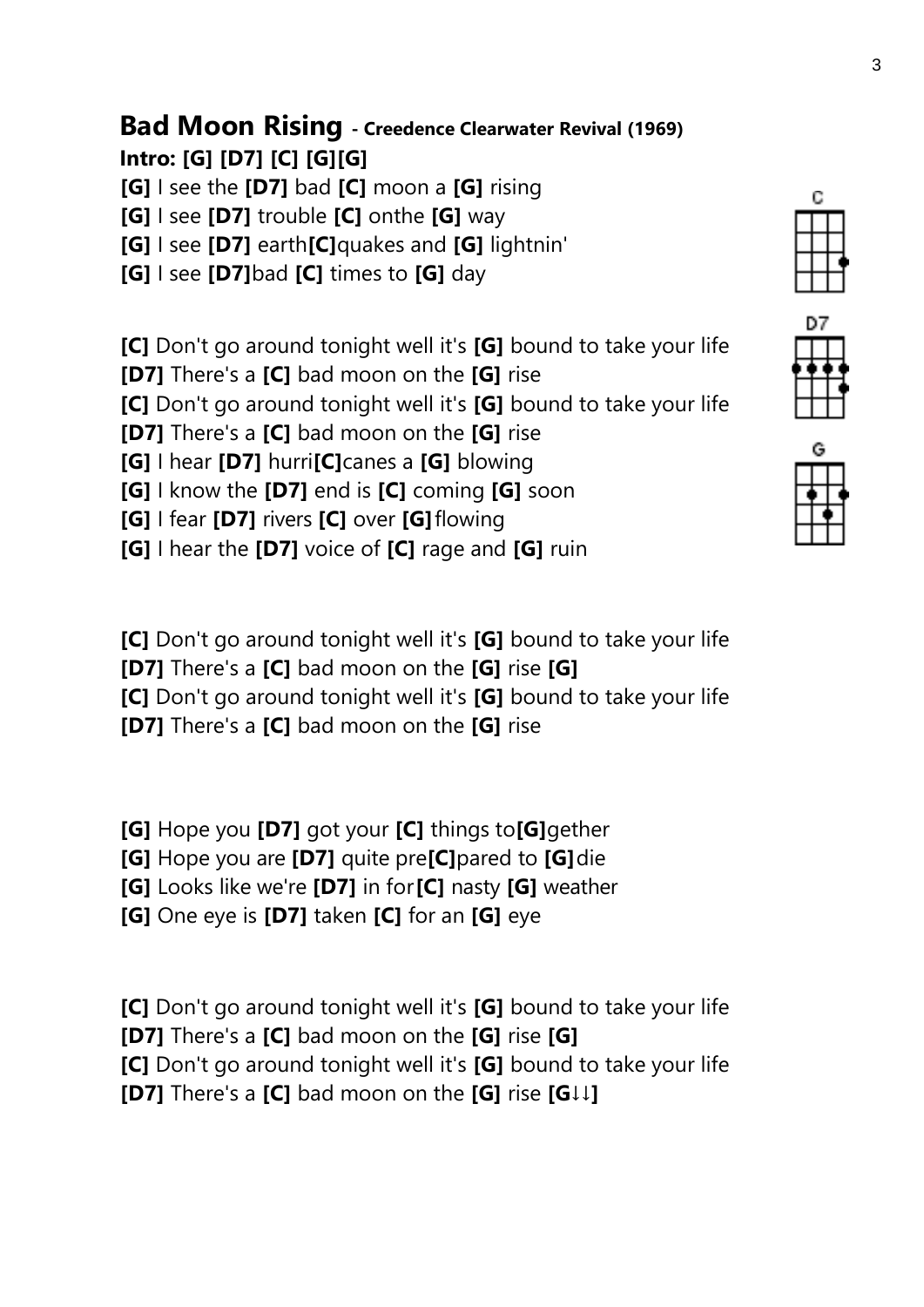## **Bad Moon Rising** - **Creedence Clearwater Revival (1969)**

**Intro: [G] [D7] [C] [G][G]**

**[G]** I see the **[D7]** bad **[C]** moon a **[G]** rising
**[G]** I see **[D7]** trouble **[C]** onthe **[G]** way
**[G]** I see **[D7]** earth**[C]**quakes and **[G]** lightnin'
**[G]** I see **[D7]**bad **[C]** times to **[G]** day

**[C]** Don't go around tonight well it's **[G]** bound to take your life
**[D7]** There's a **[C]** bad moon on the **[G]** rise
**[C]** Don't go around tonight well it's **[G]** bound to take your life
**[D7]** There's a **[C]** bad moon on the **[G]** rise
**[G]** I hear **[D7]** hurri**[C]**canes a **[G]** blowing
**[G]** I know the **[D7]** end is **[C]** coming **[G]** soon
**[G]** I fear **[D7]** rivers **[C]** over **[G]**flowing
**[G]** I hear the **[D7]** voice of **[C]** rage and **[G]** ruin

**[C]** Don't go around tonight well it's **[G]** bound to take your life
**[D7]** There's a **[C]** bad moon on the **[G]** rise **[G]**
**[C]** Don't go around tonight well it's **[G]** bound to take your life
**[D7]** There's a **[C]** bad moon on the **[G]** rise

**[G]** Hope you **[D7]** got your **[C]** things to**[G]**gether
**[G]** Hope you are **[D7]** quite pre**[C]**pared to **[G]**die
**[G]** Looks like we're **[D7]** in for**[C]** nasty **[G]** weather
**[G]** One eye is **[D7]** taken **[C]** for an **[G]** eye

**[C]** Don't go around tonight well it's **[G]** bound to take your life
**[D7]** There's a **[C]** bad moon on the **[G]** rise **[G]**
**[C]** Don't go around tonight well it's **[G]** bound to take your life
**[D7]** There's a **[C]** bad moon on the **[G]** rise **[G↓↓]**

C

D7

G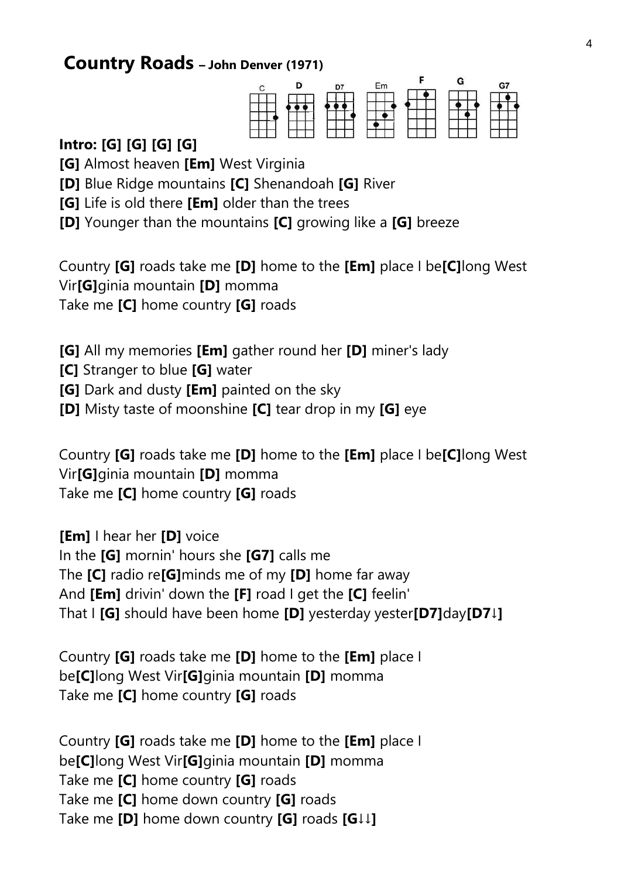# Country Roads – John Denver (1971)

C D D7 Em F G G7

**Intro: [G] [G] [G] [G]**

**[G]** Almost heaven **[Em]** West Virginia
**[D]** Blue Ridge mountains **[C]** Shenandoah **[G]** River
**[G]** Life is old there **[Em]** older than the trees
**[D]** Younger than the mountains **[C]** growing like a **[G]** breeze

Country **[G]** roads take me **[D]** home to the **[Em]** place I be**[C]**long West Vir**[G]**ginia mountain **[D]** momma
Take me **[C]** home country **[G]** roads

**[G]** All my memories **[Em]** gather round her **[D]** miner's lady
**[C]** Stranger to blue **[G]** water
**[G]** Dark and dusty **[Em]** painted on the sky
**[D]** Misty taste of moonshine **[C]** tear drop in my **[G]** eye

Country **[G]** roads take me **[D]** home to the **[Em]** place I be**[C]**long West Vir**[G]**ginia mountain **[D]** momma
Take me **[C]** home country **[G]** roads

**[Em]** I hear her **[D]** voice
In the **[G]** mornin' hours she **[G7]** calls me
The **[C]** radio re**[G]**minds me of my **[D]** home far away
And **[Em]** drivin' down the **[F]** road I get the **[C]** feelin'
That I **[G]** should have been home **[D]** yesterday yester**[D7]**day**[D7↓]**

Country **[G]** roads take me **[D]** home to the **[Em]** place I be**[C]**long West Vir**[G]**ginia mountain **[D]** momma
Take me **[C]** home country **[G]** roads

Country **[G]** roads take me **[D]** home to the **[Em]** place I be**[C]**long West Vir**[G]**ginia mountain **[D]** momma
Take me **[C]** home country **[G]** roads
Take me **[C]** home down country **[G]** roads
Take me **[D]** home down country **[G]** roads **[G↓↓]**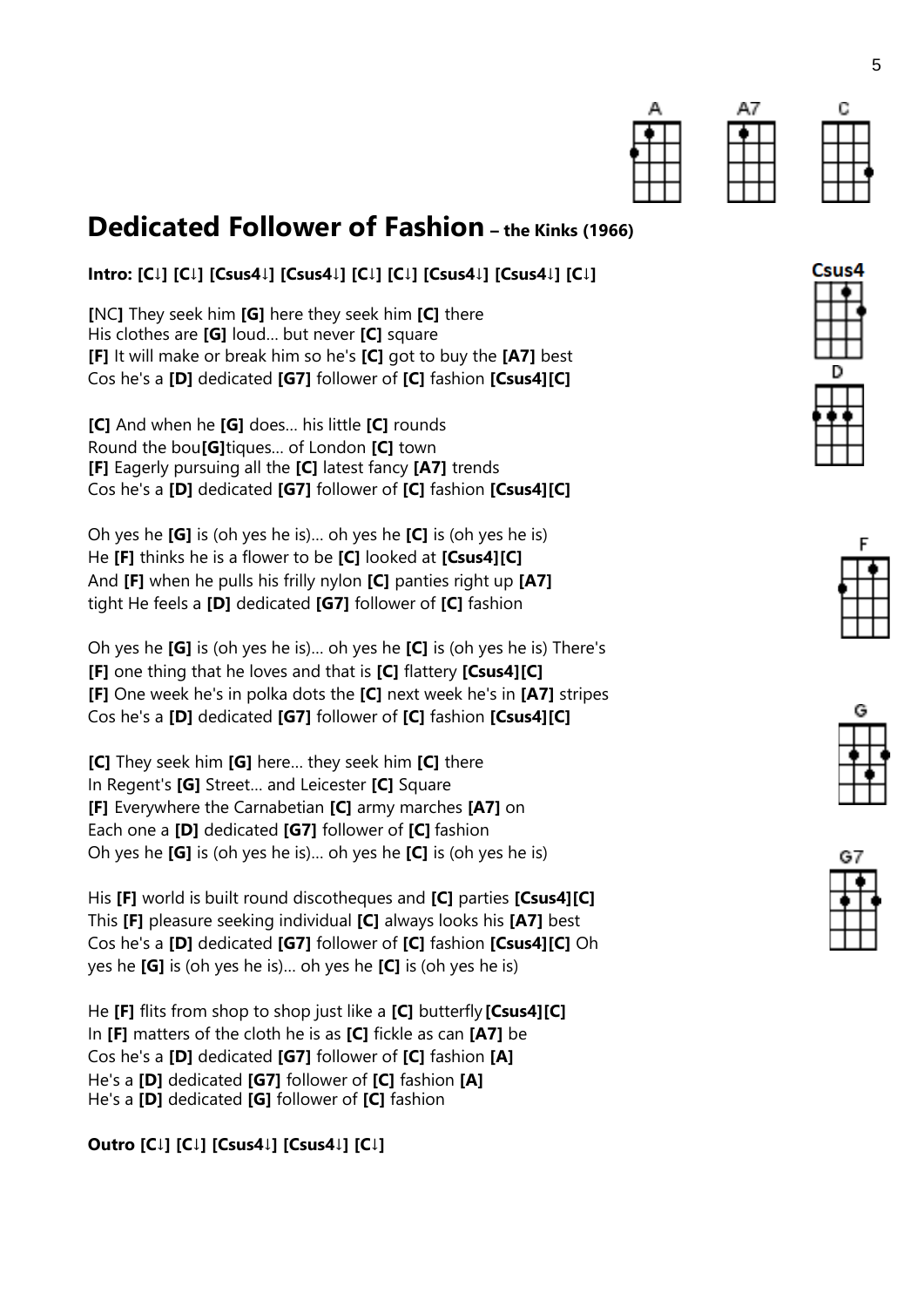# Dedicated Follower of Fashion – the Kinks (1966)

**Intro: [C↓] [C↓] [Csus4↓] [Csus4↓] [C↓] [C↓] [Csus4↓] [Csus4↓] [C↓]**

**[**NC**]** They seek him **[G]** here they seek him **[C]** there
His clothes are **[G]** loud… but never **[C]** square
**[F]** It will make or break him so he's **[C]** got to buy the **[A7]** best
Cos he's a **[D]** dedicated **[G7]** follower of **[C]** fashion **[Csus4][C]**

**[C]** And when he **[G]** does… his little **[C]** rounds
Round the bou**[G]**tiques… of London **[C]** town
**[F]** Eagerly pursuing all the **[C]** latest fancy **[A7]** trends
Cos he's a **[D]** dedicated **[G7]** follower of **[C]** fashion **[Csus4][C]**

Oh yes he **[G]** is (oh yes he is)… oh yes he **[C]** is (oh yes he is)
He **[F]** thinks he is a flower to be **[C]** looked at **[Csus4][C]**
And **[F]** when he pulls his frilly nylon **[C]** panties right up **[A7]**
tight He feels a **[D]** dedicated **[G7]** follower of **[C]** fashion

Oh yes he **[G]** is (oh yes he is)… oh yes he **[C]** is (oh yes he is) There's
**[F]** one thing that he loves and that is **[C]** flattery **[Csus4][C]**
**[F]** One week he's in polka dots the **[C]** next week he's in **[A7]** stripes
Cos he's a **[D]** dedicated **[G7]** follower of **[C]** fashion **[Csus4][C]**

**[C]** They seek him **[G]** here… they seek him **[C]** there
In Regent's **[G]** Street… and Leicester **[C]** Square
**[F]** Everywhere the Carnabetian **[C]** army marches **[A7]** on
Each one a **[D]** dedicated **[G7]** follower of **[C]** fashion
Oh yes he **[G]** is (oh yes he is)… oh yes he **[C]** is (oh yes he is)

His **[F]** world is built round discotheques and **[C]** parties **[Csus4][C]**
This **[F]** pleasure seeking individual **[C]** always looks his **[A7]** best
Cos he's a **[D]** dedicated **[G7]** follower of **[C]** fashion **[Csus4][C]** Oh
yes he **[G]** is (oh yes he is)… oh yes he **[C]** is (oh yes he is)

He **[F]** flits from shop to shop just like a **[C]** butterfly **[Csus4][C]**
In **[F]** matters of the cloth he is as **[C]** fickle as can **[A7]** be
Cos he's a **[D]** dedicated **[G7]** follower of **[C]** fashion **[A]**
He's a **[D]** dedicated **[G7]** follower of **[C]** fashion **[A]**
He's a **[D]** dedicated **[G]** follower of **[C]** fashion

**Outro [C↓] [C↓] [Csus4↓] [Csus4↓] [C↓]**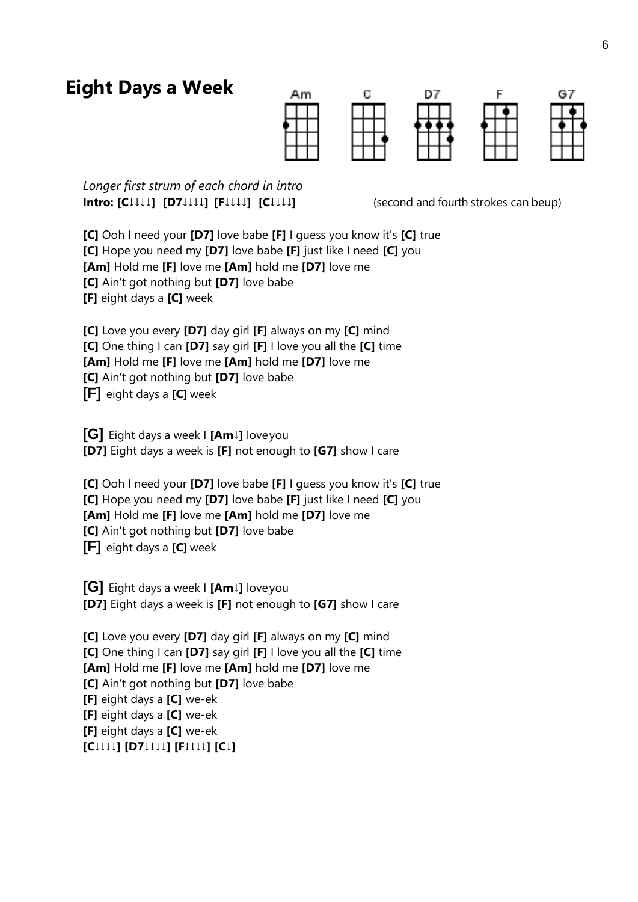# Eight Days a Week

Am C D7 F G7

*Longer first strum of each chord in intro*

**Intro: [C↓↓↓↓] [D7↓↓↓↓] [F↓↓↓↓] [C↓↓↓↓]** (second and fourth strokes can be up)

**[C]** Ooh I need your **[D7]** love babe **[F]** I guess you know it's **[C]** true
**[C]** Hope you need my **[D7]** love babe **[F]** just like I need **[C]** you
**[Am]** Hold me **[F]** love me **[Am]** hold me **[D7]** love me
**[C]** Ain't got nothing but **[D7]** love babe
**[F]** eight days a **[C]** week

**[C]** Love you every **[D7]** day girl **[F]** always on my **[C]** mind
**[C]** One thing I can **[D7]** say girl **[F]** I love you all the **[C]** time
**[Am]** Hold me **[F]** love me **[Am]** hold me **[D7]** love me
**[C]** Ain't got nothing but **[D7]** love babe
**[F]** eight days a **[C]** week

**[G]** Eight days a week I **[Am↓]** love you
**[D7]** Eight days a week is **[F]** not enough to **[G7]** show I care

**[C]** Ooh I need your **[D7]** love babe **[F]** I guess you know it's **[C]** true
**[C]** Hope you need my **[D7]** love babe **[F]** just like I need **[C]** you
**[Am]** Hold me **[F]** love me **[Am]** hold me **[D7]** love me
**[C]** Ain't got nothing but **[D7]** love babe
**[F]** eight days a **[C]** week

**[G]** Eight days a week I **[Am↓]** love you
**[D7]** Eight days a week is **[F]** not enough to **[G7]** show I care

**[C]** Love you every **[D7]** day girl **[F]** always on my **[C]** mind
**[C]** One thing I can **[D7]** say girl **[F]** I love you all the **[C]** time
**[Am]** Hold me **[F]** love me **[Am]** hold me **[D7]** love me
**[C]** Ain't got nothing but **[D7]** love babe
**[F]** eight days a **[C]** we-ek
**[F]** eight days a **[C]** we-ek
**[F]** eight days a **[C]** we-ek
**[C↓↓↓↓] [D7↓↓↓↓] [F↓↓↓↓] [C↓]**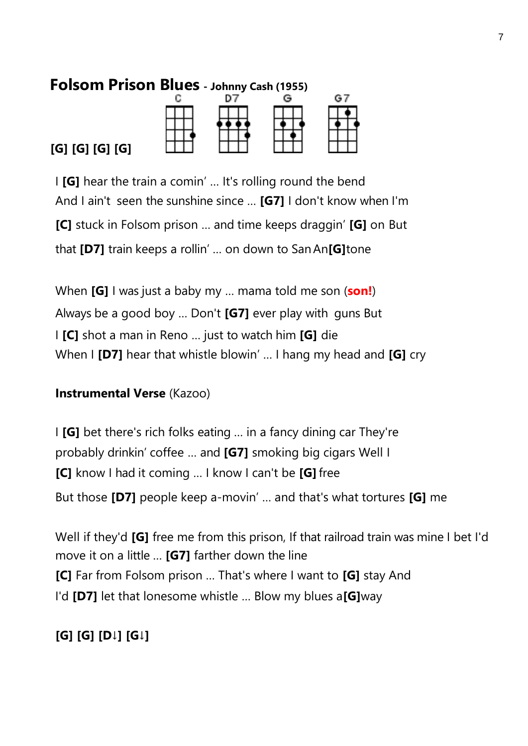## Folsom Prison Blues - Johnny Cash (1955)

C D7 G G7

**[G] [G] [G] [G]**

I **[G]** hear the train a comin' ... It's rolling round the bend
And I ain't seen the sunshine since ... **[G7]** I don't know when I'm
**[C]** stuck in Folsom prison ... and time keeps draggin' **[G]** on But
that **[D7]** train keeps a rollin' ... on down to San An**[G]**tone

When **[G]** I was just a baby my ... mama told me son (**son!**)
Always be a good boy ... Don't **[G7]** ever play with guns But
I **[C]** shot a man in Reno ... just to watch him **[G]** die
When I **[D7]** hear that whistle blowin' ... I hang my head and **[G]** cry

**Instrumental Verse** (Kazoo)

I **[G]** bet there's rich folks eating ... in a fancy dining car They're
probably drinkin' coffee ... and **[G7]** smoking big cigars Well I
**[C]** know I had it coming ... I know I can't be **[G]** free
But those **[D7]** people keep a-movin' ... and that's what tortures **[G]** me

Well if they'd **[G]** free me from this prison, If that railroad train was mine I bet I'd
move it on a little ... **[G7]** farther down the line
**[C]** Far from Folsom prison ... That's where I want to **[G]** stay And
I'd **[D7]** let that lonesome whistle ... Blow my blues a**[G]**way

**[G] [G] [D↓] [G↓]**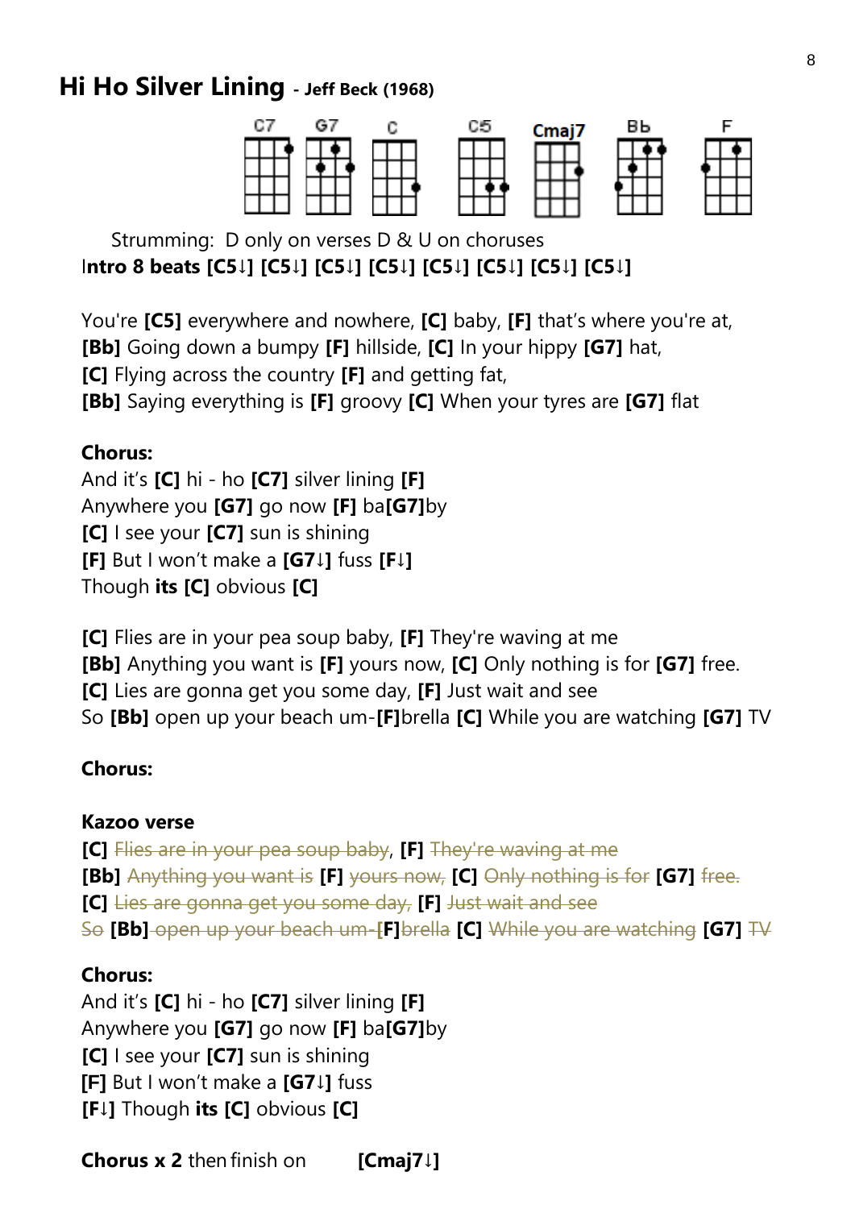## Hi Ho Silver Lining - Jeff Beck (1968)

C7 G7 C C5 Cmaj7 Bb F

Strumming: D only on verses D & U on choruses

**Intro 8 beats [C5↓] [C5↓] [C5↓] [C5↓] [C5↓] [C5↓] [C5↓] [C5↓]**

You're **[C5]** everywhere and nowhere, **[C]** baby, **[F]** that's where you're at,
**[Bb]** Going down a bumpy **[F]** hillside, **[C]** In your hippy **[G7]** hat,
**[C]** Flying across the country **[F]** and getting fat,
**[Bb]** Saying everything is **[F]** groovy **[C]** When your tyres are **[G7]** flat

**Chorus:**
And it's **[C]** hi - ho **[C7]** silver lining **[F]**
Anywhere you **[G7]** go now **[F]** ba**[G7]**by
**[C]** I see your **[C7]** sun is shining
**[F]** But I won't make a **[G7↓]** fuss **[F↓]**
Though **its [C]** obvious **[C]**

**[C]** Flies are in your pea soup baby, **[F]** They're waving at me
**[Bb]** Anything you want is **[F]** yours now, **[C]** Only nothing is for **[G7]** free.
**[C]** Lies are gonna get you some day, **[F]** Just wait and see
So **[Bb]** open up your beach um-**[F]**brella **[C]** While you are watching **[G7]** TV

**Chorus:**

**Kazoo verse**
**[C]** ~~Flies are in your pea soup baby~~, **[F]** ~~They're waving at me~~
**[Bb]** ~~Anything you want is~~ **[F]** ~~yours now,~~ **[C]** ~~Only nothing is for~~ **[G7]** ~~free.~~
**[C]** ~~Lies are gonna get you some day,~~ **[F]** ~~Just wait and see~~
~~So~~ **[Bb]** ~~open up your beach um-~~**[F]**~~brella~~ **[C]** ~~While you are watching~~ **[G7]** ~~TV~~

**Chorus:**
And it's **[C]** hi - ho **[C7]** silver lining **[F]**
Anywhere you **[G7]** go now **[F]** ba**[G7]**by
**[C]** I see your **[C7]** sun is shining
**[F]** But I won't make a **[G7↓]** fuss
**[F↓]** Though **its [C]** obvious **[C]**

**Chorus x 2** then finish on **[Cmaj7↓]**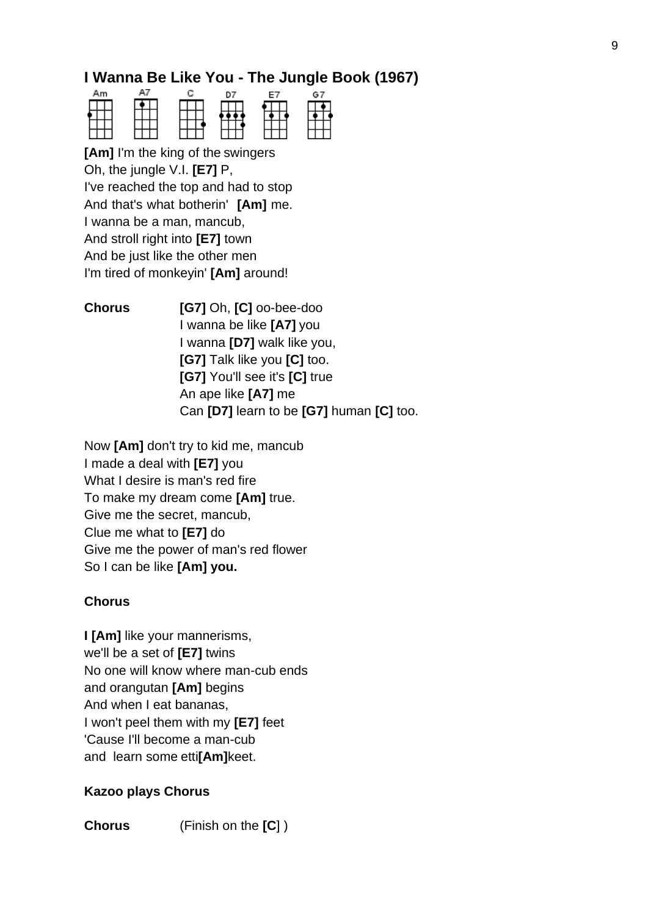## I Wanna Be Like You - The Jungle Book (1967)

Am A7 C D7 E7 G7

**[Am]** I'm the king of the swingers
Oh, the jungle V.I. **[E7]** P,
I've reached the top and had to stop
And that's what botherin' **[Am]** me.
I wanna be a man, mancub,
And stroll right into **[E7]** town
And be just like the other men
I'm tired of monkeyin' **[Am]** around!

**Chorus**

**[G7]** Oh, **[C]** oo-bee-doo
I wanna be like **[A7]** you
I wanna **[D7]** walk like you,
**[G7]** Talk like you **[C]** too.
**[G7]** You'll see it's **[C]** true
An ape like **[A7]** me
Can **[D7]** learn to be **[G7]** human **[C]** too.

Now **[Am]** don't try to kid me, mancub
I made a deal with **[E7]** you
What I desire is man's red fire
To make my dream come **[Am]** true.
Give me the secret, mancub,
Clue me what to **[E7]** do
Give me the power of man's red flower
So I can be like **[Am] you.**

**Chorus**

**I [Am]** like your mannerisms,
we'll be a set of **[E7]** twins
No one will know where man-cub ends
and orangutan **[Am]** begins
And when I eat bananas,
I won't peel them with my **[E7]** feet
'Cause I'll become a man-cub
and learn some etti**[Am]**keet.

**Kazoo plays Chorus**

**Chorus** (Finish on the **[C]** )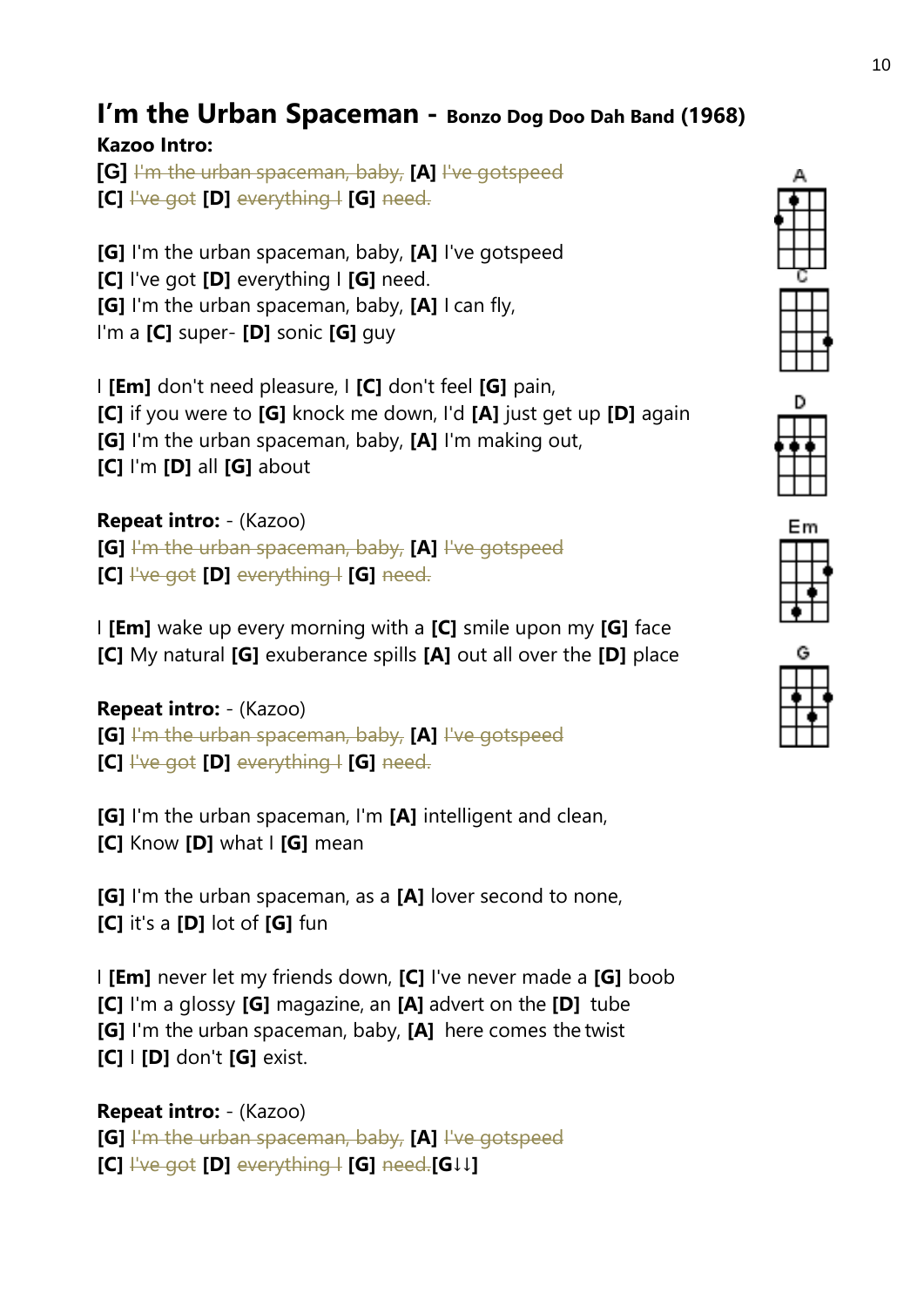# I'm the Urban Spaceman - **Bonzo Dog Doo Dah Band (1968)**

**Kazoo Intro:**
**[G]** ~~I'm the urban spaceman, baby,~~ **[A]** ~~I've gotspeed~~
**[C]** ~~I've got~~ **[D]** ~~everything I~~ **[G]** ~~need.~~

**[G]** I'm the urban spaceman, baby, **[A]** I've gotspeed
**[C]** I've got **[D]** everything I **[G]** need.
**[G]** I'm the urban spaceman, baby, **[A]** I can fly,
I'm a **[C]** super- **[D]** sonic **[G]** guy

I **[Em]** don't need pleasure, I **[C]** don't feel **[G]** pain,
**[C]** if you were to **[G]** knock me down, I'd **[A]** just get up **[D]** again
**[G]** I'm the urban spaceman, baby, **[A]** I'm making out,
**[C]** I'm **[D]** all **[G]** about

**Repeat intro:** - (Kazoo)
**[G]** ~~I'm the urban spaceman, baby,~~ **[A]** ~~I've gotspeed~~
**[C]** ~~I've got~~ **[D]** ~~everything I~~ **[G]** ~~need.~~

I **[Em]** wake up every morning with a **[C]** smile upon my **[G]** face
**[C]** My natural **[G]** exuberance spills **[A]** out all over the **[D]** place

**Repeat intro:** - (Kazoo)
**[G]** ~~I'm the urban spaceman, baby,~~ **[A]** ~~I've gotspeed~~
**[C]** ~~I've got~~ **[D]** ~~everything I~~ **[G]** ~~need.~~

**[G]** I'm the urban spaceman, I'm **[A]** intelligent and clean,
**[C]** Know **[D]** what I **[G]** mean

**[G]** I'm the urban spaceman, as a **[A]** lover second to none,
**[C]** it's a **[D]** lot of **[G]** fun

I **[Em]** never let my friends down, **[C]** I've never made a **[G]** boob
**[C]** I'm a glossy **[G]** magazine, an **[A]** advert on the **[D]** tube
**[G]** I'm the urban spaceman, baby, **[A]** here comes the twist
**[C]** I **[D]** don't **[G]** exist.

**Repeat intro:** - (Kazoo)
**[G]** ~~I'm the urban spaceman, baby,~~ **[A]** ~~I've gotspeed~~
**[C]** ~~I've got~~ **[D]** ~~everything I~~ **[G]** ~~need.~~ **[G↓↓]**

A C D Em G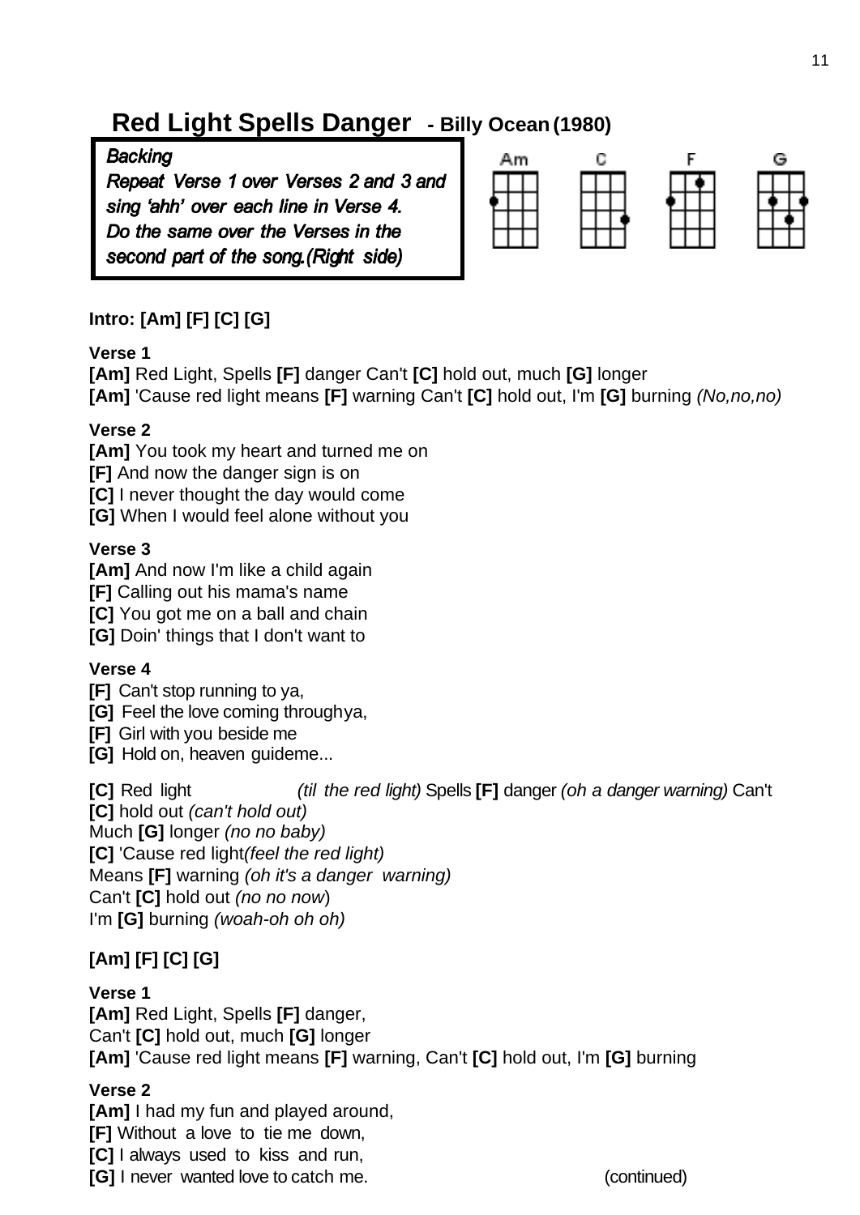# Red Light Spells Danger - Billy Ocean (1980)

> ***Backing***
> ***Repeat Verse 1 over Verses 2 and 3 and sing 'ahh' over each line in Verse 4. Do the same over the Verses in the second part of the song.(Right side)***

Am C F G

**Intro: [Am] [F] [C] [G]**

**Verse 1**
**[Am]** Red Light, Spells **[F]** danger Can't **[C]** hold out, much **[G]** longer
**[Am]** 'Cause red light means **[F]** warning Can't **[C]** hold out, I'm **[G]** burning *(No,no,no)*

**Verse 2**
**[Am]** You took my heart and turned me on
**[F]** And now the danger sign is on
**[C]** I never thought the day would come
**[G]** When I would feel alone without you

**Verse 3**
**[Am]** And now I'm like a child again
**[F]** Calling out his mama's name
**[C]** You got me on a ball and chain
**[G]** Doin' things that I don't want to

**Verse 4**
**[F]** Can't stop running to ya,
**[G]** Feel the love coming throughya,
**[F]** Girl with you beside me
**[G]** Hold on, heaven guideme...

**[C]** Red light *(til the red light)* Spells **[F]** danger *(oh a danger warning)* Can't
**[C]** hold out *(can't hold out)*
Much **[G]** longer *(no no baby)*
**[C]** 'Cause red light*(feel the red light)*
Means **[F]** warning *(oh it's a danger warning)*
Can't **[C]** hold out *(no no now)*
I'm **[G]** burning *(woah-oh oh oh)*

**[Am] [F] [C] [G]**

**Verse 1**
**[Am]** Red Light, Spells **[F]** danger,
Can't **[C]** hold out, much **[G]** longer
**[Am]** 'Cause red light means **[F]** warning, Can't **[C]** hold out, I'm **[G]** burning

**Verse 2**
**[Am]** I had my fun and played around,
**[F]** Without a love to tie me down,
**[C]** I always used to kiss and run,
**[G]** I never wanted love to catch me. (continued)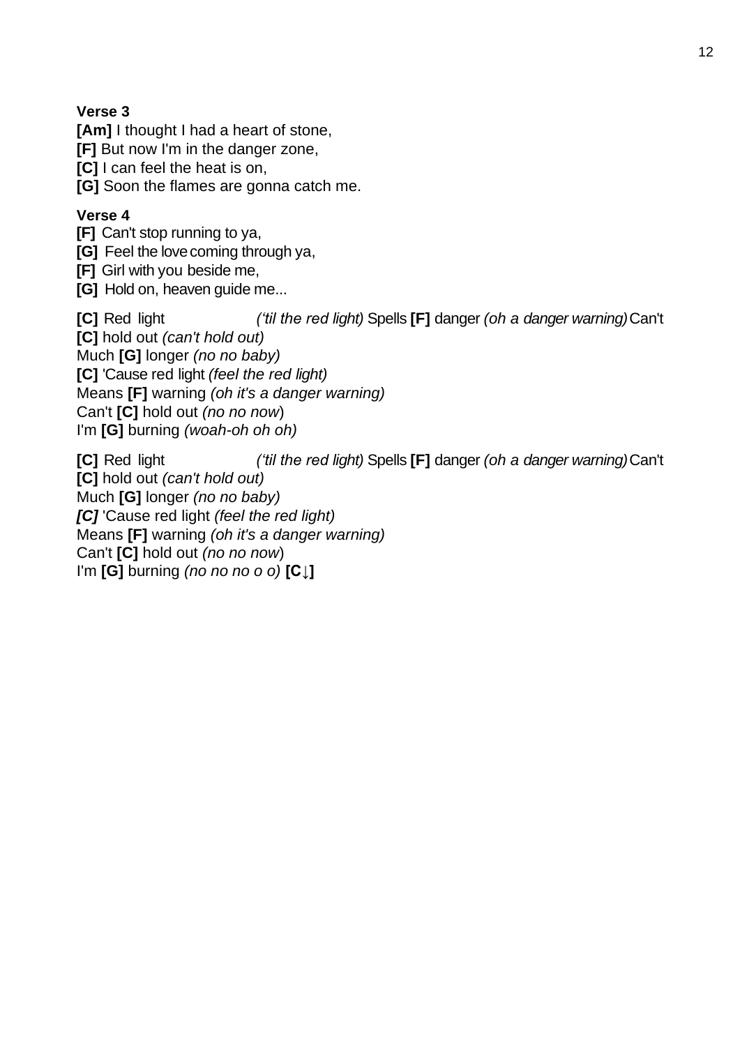**Verse 3**
**[Am]** I thought I had a heart of stone,
**[F]** But now I'm in the danger zone,
**[C]** I can feel the heat is on,
**[G]** Soon the flames are gonna catch me.

**Verse 4**
**[F]** Can't stop running to ya,
**[G]** Feel the love coming through ya,
**[F]** Girl with you beside me,
**[G]** Hold on, heaven guide me...

**[C]** Red light *('til the red light)* Spells **[F]** danger *(oh a danger warning)* Can't
**[C]** hold out *(can't hold out)*
Much **[G]** longer *(no no baby)*
**[C]** 'Cause red light *(feel the red light)*
Means **[F]** warning *(oh it's a danger warning)*
Can't **[C]** hold out *(no no now)*
I'm **[G]** burning *(woah-oh oh oh)*

**[C]** Red light *('til the red light)* Spells **[F]** danger *(oh a danger warning)* Can't
**[C]** hold out *(can't hold out)*
Much **[G]** longer *(no no baby)*
***[C]*** 'Cause red light *(feel the red light)*
Means **[F]** warning *(oh it's a danger warning)*
Can't **[C]** hold out *(no no now)*
I'm **[G]** burning *(no no no o o)* **[C↓]**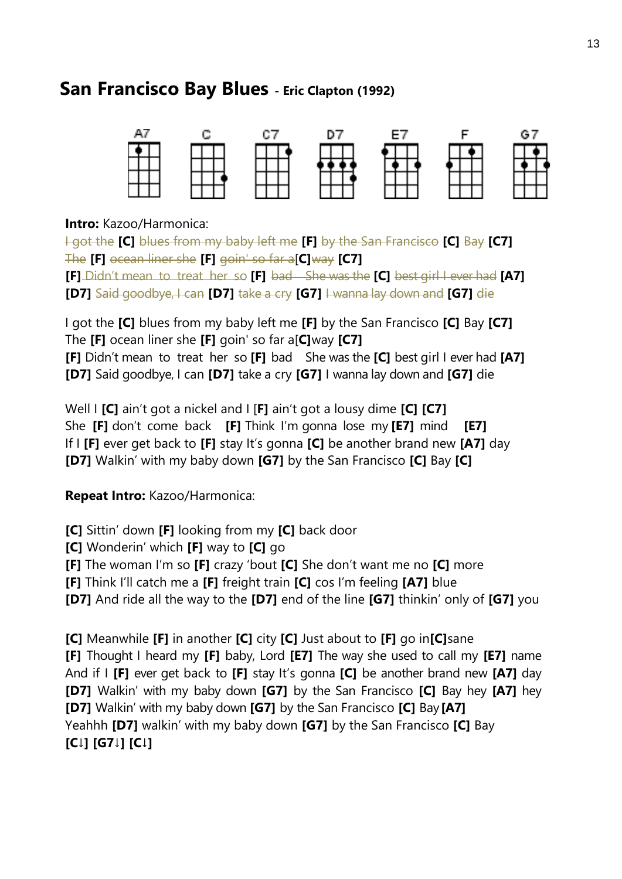## San Francisco Bay Blues - Eric Clapton (1992)

A7 C C7 D7 E7 F G7

**Intro:** Kazoo/Harmonica:

~~I got the~~ **[C]** ~~blues from my baby left me~~ **[F]** ~~by the San Francisco~~ **[C]** ~~Bay~~ **[C7]**
~~The~~ **[F]** ~~ocean liner she~~ **[F]** ~~goin' so far a~~**[C]**~~way~~ **[C7]**
**[F]** ~~Didn't mean to treat her so~~ **[F]** ~~bad She was the~~ **[C]** ~~best girl I ever had~~ **[A7]**
**[D7]** ~~Said goodbye, I can~~ **[D7]** ~~take a cry~~ **[G7]** ~~I wanna lay down and~~ **[G7]** ~~die~~

I got the **[C]** blues from my baby left me **[F]** by the San Francisco **[C]** Bay **[C7]**
The **[F]** ocean liner she **[F]** goin' so far a**[C]**way **[C7]**
**[F]** Didn't mean to treat her so **[F]** bad She was the **[C]** best girl I ever had **[A7]**
**[D7]** Said goodbye, I can **[D7]** take a cry **[G7]** I wanna lay down and **[G7]** die

Well I **[C]** ain't got a nickel and I **[F]** ain't got a lousy dime **[C]** **[C7]**
She **[F]** don't come back **[F]** Think I'm gonna lose my **[E7]** mind **[E7]**
If I **[F]** ever get back to **[F]** stay It's gonna **[C]** be another brand new **[A7]** day
**[D7]** Walkin' with my baby down **[G7]** by the San Francisco **[C]** Bay **[C]**

**Repeat Intro:** Kazoo/Harmonica:

**[C]** Sittin' down **[F]** looking from my **[C]** back door
**[C]** Wonderin' which **[F]** way to **[C]** go
**[F]** The woman I'm so **[F]** crazy 'bout **[C]** She don't want me no **[C]** more
**[F]** Think I'll catch me a **[F]** freight train **[C]** cos I'm feeling **[A7]** blue
**[D7]** And ride all the way to the **[D7]** end of the line **[G7]** thinkin' only of **[G7]** you

**[C]** Meanwhile **[F]** in another **[C]** city **[C]** Just about to **[F]** go in**[C]**sane
**[F]** Thought I heard my **[F]** baby, Lord **[E7]** The way she used to call my **[E7]** name
And if I **[F]** ever get back to **[F]** stay It's gonna **[C]** be another brand new **[A7]** day
**[D7]** Walkin' with my baby down **[G7]** by the San Francisco **[C]** Bay hey **[A7]** hey
**[D7]** Walkin' with my baby down **[G7]** by the San Francisco **[C]** Bay **[A7]**
Yeahhh **[D7]** walkin' with my baby down **[G7]** by the San Francisco **[C]** Bay
**[C↓]** **[G7↓]** **[C↓]**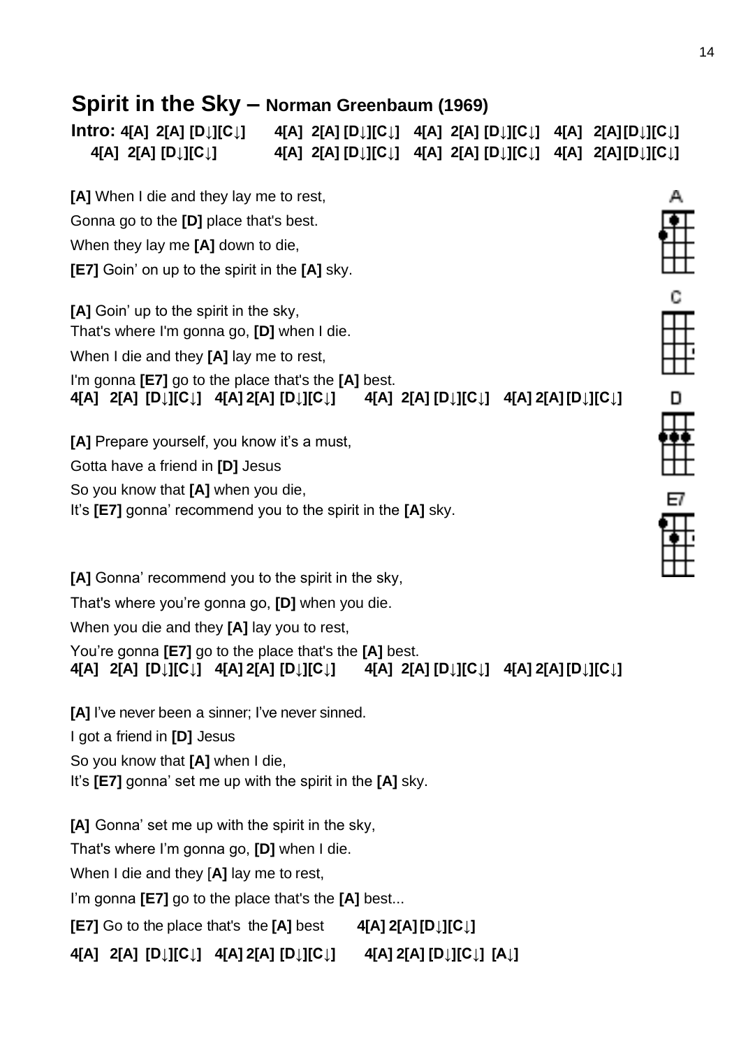# Spirit in the Sky – Norman Greenbaum (1969)

**Intro: 4[A] 2[A] [D↓][C↓] 4[A] 2[A] [D↓][C↓] 4[A] 2[A] [D↓][C↓] 4[A] 2[A] [D↓][C↓]**
**4[A] 2[A] [D↓][C↓] 4[A] 2[A] [D↓][C↓] 4[A] 2[A] [D↓][C↓] 4[A] 2[A] [D↓][C↓]**

**[A]** When I die and they lay me to rest,
Gonna go to the **[D]** place that's best.
When they lay me **[A]** down to die,
**[E7]** Goin' on up to the spirit in the **[A]** sky.

**[A]** Goin' up to the spirit in the sky,
That's where I'm gonna go, **[D]** when I die.
When I die and they **[A]** lay me to rest,
I'm gonna **[E7]** go to the place that's the **[A]** best.
**4[A] 2[A] [D↓][C↓] 4[A] 2[A] [D↓][C↓] 4[A] 2[A] [D↓][C↓] 4[A] 2[A] [D↓][C↓]**

**[A]** Prepare yourself, you know it's a must,
Gotta have a friend in **[D]** Jesus
So you know that **[A]** when you die,
It's **[E7]** gonna' recommend you to the spirit in the **[A]** sky.

**[A]** Gonna' recommend you to the spirit in the sky,
That's where you're gonna go, **[D]** when you die.
When you die and they **[A]** lay you to rest,
You're gonna **[E7]** go to the place that's the **[A]** best.
**4[A] 2[A] [D↓][C↓] 4[A] 2[A] [D↓][C↓] 4[A] 2[A] [D↓][C↓] 4[A] 2[A] [D↓][C↓]**

**[A]** I've never been a sinner; I've never sinned.
I got a friend in **[D]** Jesus
So you know that **[A]** when I die,
It's **[E7]** gonna' set me up with the spirit in the **[A]** sky.

**[A]** Gonna' set me up with the spirit in the sky,
That's where I'm gonna go, **[D]** when I die.
When I die and they [**A]** lay me to rest,
I'm gonna **[E7]** go to the place that's the **[A]** best...
**[E7]** Go to the place that's the **[A]** best **4[A] 2[A] [D↓][C↓]**
**4[A] 2[A] [D↓][C↓] 4[A] 2[A] [D↓][C↓] 4[A] 2[A] [D↓][C↓] [A↓]**

A

C

D

E7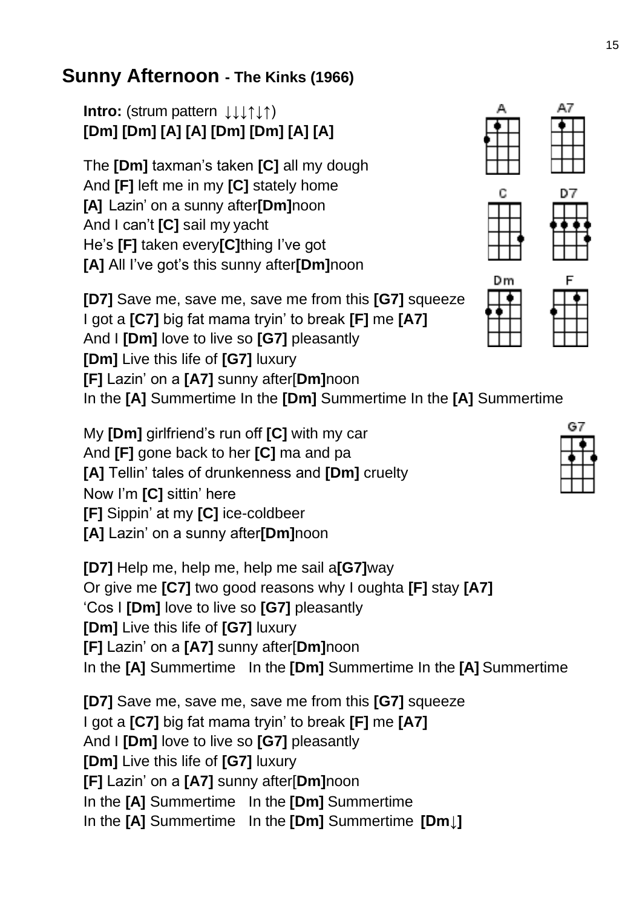## **Sunny Afternoon - The Kinks (1966)**

**Intro:** (strum pattern ↓↓↓↑↓↑)
**[Dm] [Dm] [A] [A] [Dm] [Dm] [A] [A]**

The **[Dm]** taxman's taken **[C]** all my dough
And **[F]** left me in my **[C]** stately home
**[A]** Lazin' on a sunny after**[Dm]**noon
And I can't **[C]** sail my yacht
He's **[F]** taken every**[C]**thing I've got
**[A]** All I've got's this sunny after**[Dm]**noon

**[D7]** Save me, save me, save me from this **[G7]** squeeze
I got a **[C7]** big fat mama tryin' to break **[F]** me **[A7]**
And I **[Dm]** love to live so **[G7]** pleasantly
**[Dm]** Live this life of **[G7]** luxury
**[F]** Lazin' on a **[A7]** sunny after[**Dm]**noon
In the **[A]** Summertime In the **[Dm]** Summertime In the **[A]** Summertime

My **[Dm]** girlfriend's run off **[C]** with my car
And **[F]** gone back to her **[C]** ma and pa
**[A]** Tellin' tales of drunkenness and **[Dm]** cruelty
Now I'm **[C]** sittin' here
**[F]** Sippin' at my **[C]** ice-coldbeer
**[A]** Lazin' on a sunny after**[Dm]**noon

**[D7]** Help me, help me, help me sail a**[G7]**way
Or give me **[C7]** two good reasons why I oughta **[F]** stay **[A7]**
'Cos I **[Dm]** love to live so **[G7]** pleasantly
**[Dm]** Live this life of **[G7]** luxury
**[F]** Lazin' on a **[A7]** sunny after[**Dm]**noon
In the **[A]** Summertime In the **[Dm]** Summertime In the **[A]** Summertime

**[D7]** Save me, save me, save me from this **[G7]** squeeze
I got a **[C7]** big fat mama tryin' to break **[F]** me **[A7]**
And I **[Dm]** love to live so **[G7]** pleasantly
**[Dm]** Live this life of **[G7]** luxury
**[F]** Lazin' on a **[A7]** sunny after[**Dm]**noon
In the **[A]** Summertime In the **[Dm]** Summertime
In the **[A]** Summertime In the **[Dm]** Summertime **[Dm↓]**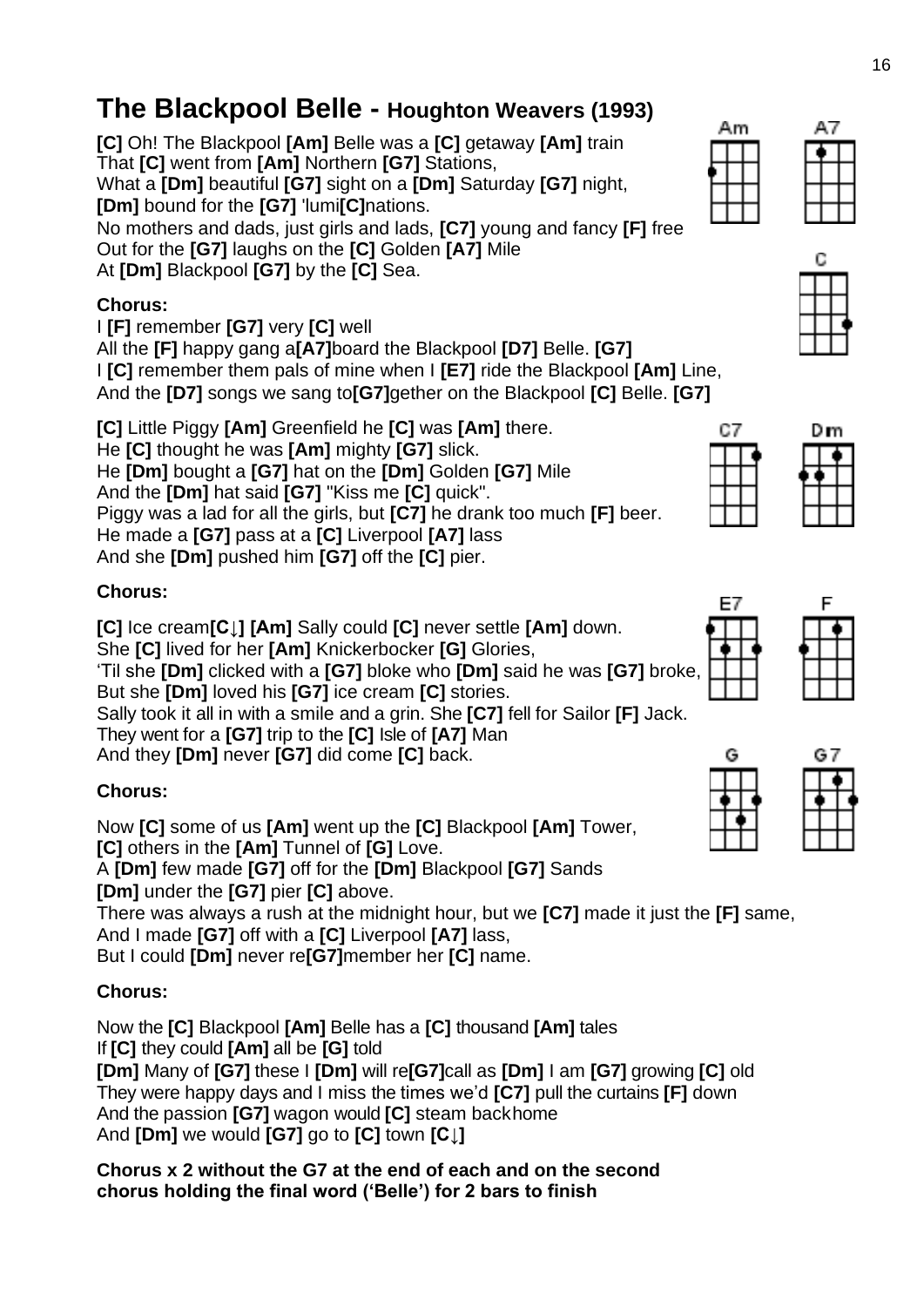# The Blackpool Belle - Houghton Weavers (1993)

**[C]** Oh! The Blackpool **[Am]** Belle was a **[C]** getaway **[Am]** train
That **[C]** went from **[Am]** Northern **[G7]** Stations,
What a **[Dm]** beautiful **[G7]** sight on a **[Dm]** Saturday **[G7]** night,
**[Dm]** bound for the **[G7]** 'lumi**[C]**nations.
No mothers and dads, just girls and lads, **[C7]** young and fancy **[F]** free
Out for the **[G7]** laughs on the **[C]** Golden **[A7]** Mile
At **[Dm]** Blackpool **[G7]** by the **[C]** Sea.

**Chorus:**
I **[F]** remember **[G7]** very **[C]** well
All the **[F]** happy gang a**[A7]**board the Blackpool **[D7]** Belle. **[G7]**
I **[C]** remember them pals of mine when I **[E7]** ride the Blackpool **[Am]** Line,
And the **[D7]** songs we sang to**[G7]**gether on the Blackpool **[C]** Belle. **[G7]**

**[C]** Little Piggy **[Am]** Greenfield he **[C]** was **[Am]** there.
He **[C]** thought he was **[Am]** mighty **[G7]** slick.
He **[Dm]** bought a **[G7]** hat on the **[Dm]** Golden **[G7]** Mile
And the **[Dm]** hat said **[G7]** "Kiss me **[C]** quick".
Piggy was a lad for all the girls, but **[C7]** he drank too much **[F]** beer.
He made a **[G7]** pass at a **[C]** Liverpool **[A7]** lass
And she **[Dm]** pushed him **[G7]** off the **[C]** pier.

**Chorus:**

**[C]** Ice cream**[C↓]** **[Am]** Sally could **[C]** never settle **[Am]** down.
She **[C]** lived for her **[Am]** Knickerbocker **[G]** Glories,
'Til she **[Dm]** clicked with a **[G7]** bloke who **[Dm]** said he was **[G7]** broke,
But she **[Dm]** loved his **[G7]** ice cream **[C]** stories.
Sally took it all in with a smile and a grin. She **[C7]** fell for Sailor **[F]** Jack.
They went for a **[G7]** trip to the **[C]** Isle of **[A7]** Man
And they **[Dm]** never **[G7]** did come **[C]** back.

**Chorus:**

Now **[C]** some of us **[Am]** went up the **[C]** Blackpool **[Am]** Tower,
**[C]** others in the **[Am]** Tunnel of **[G]** Love.
A **[Dm]** few made **[G7]** off for the **[Dm]** Blackpool **[G7]** Sands
**[Dm]** under the **[G7]** pier **[C]** above.
There was always a rush at the midnight hour, but we **[C7]** made it just the **[F]** same,
And I made **[G7]** off with a **[C]** Liverpool **[A7]** lass,
But I could **[Dm]** never re**[G7]**member her **[C]** name.

**Chorus:**

Now the **[C]** Blackpool **[Am]** Belle has a **[C]** thousand **[Am]** tales
If **[C]** they could **[Am]** all be **[G]** told
**[Dm]** Many of **[G7]** these I **[Dm]** will re**[G7]**call as **[Dm]** I am **[G7]** growing **[C]** old
They were happy days and I miss the times we'd **[C7]** pull the curtains **[F]** down
And the passion **[G7]** wagon would **[C]** steam backhome
And **[Dm]** we would **[G7]** go to **[C]** town **[C↓]**

**Chorus x 2 without the G7 at the end of each and on the second chorus holding the final word ('Belle') for 2 bars to finish**

Am A7 C C7 Dm E7 F G G7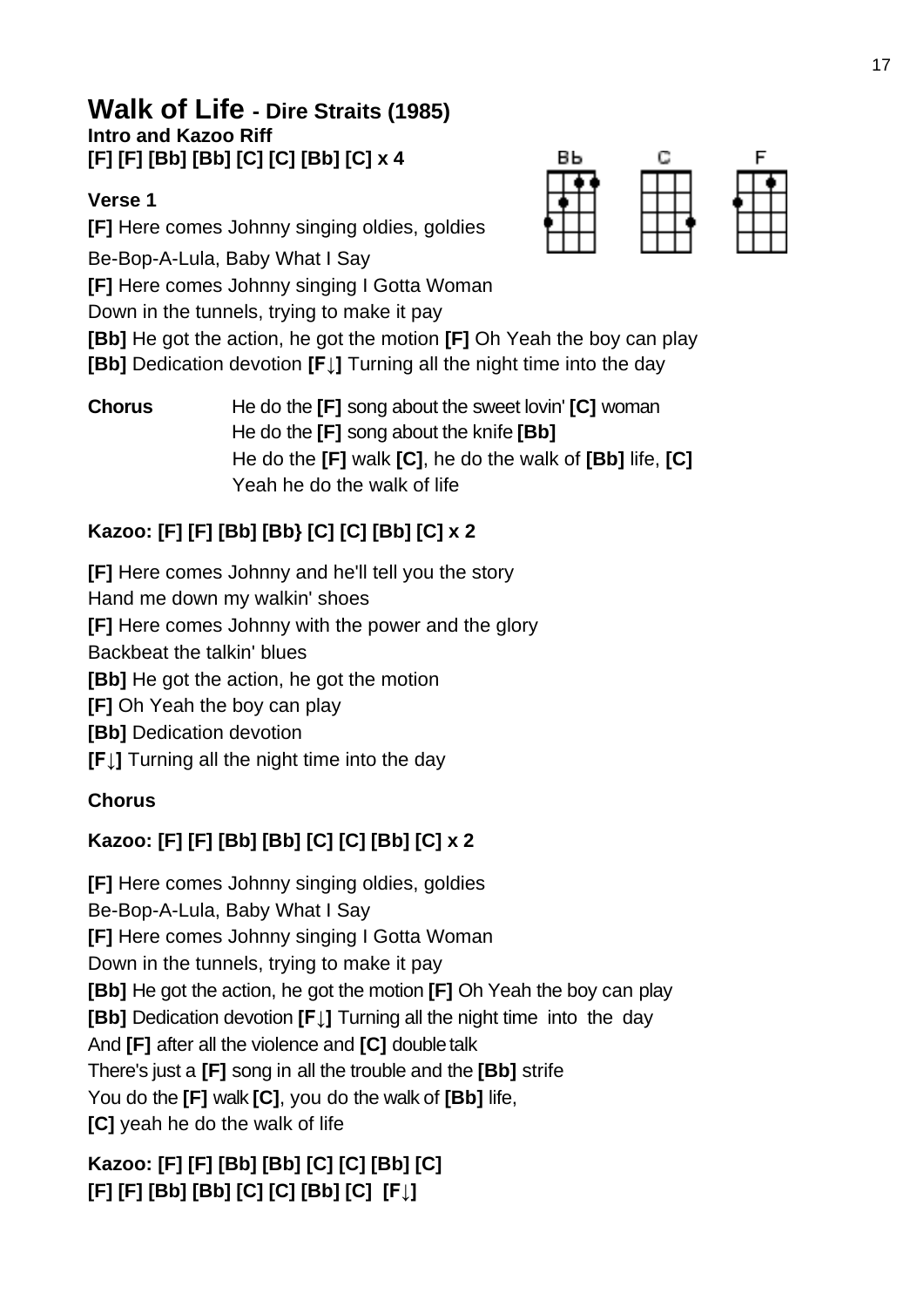# Walk of Life - Dire Straits (1985)

**Intro and Kazoo Riff**
**[F] [F] [Bb] [Bb] [C] [C] [Bb] [C] x 4**

Bb C F

**Verse 1**

**[F]** Here comes Johnny singing oldies, goldies
Be-Bop-A-Lula, Baby What I Say
**[F]** Here comes Johnny singing I Gotta Woman
Down in the tunnels, trying to make it pay
**[Bb]** He got the action, he got the motion **[F]** Oh Yeah the boy can play
**[Bb]** Dedication devotion **[F↓]** Turning all the night time into the day

**Chorus**
He do the **[F]** song about the sweet lovin' **[C]** woman
He do the **[F]** song about the knife **[Bb]**
He do the **[F]** walk **[C]**, he do the walk of **[Bb]** life, **[C]**
Yeah he do the walk of life

**Kazoo: [F] [F] [Bb] [Bb} [C] [C] [Bb] [C] x 2**

**[F]** Here comes Johnny and he'll tell you the story
Hand me down my walkin' shoes
**[F]** Here comes Johnny with the power and the glory
Backbeat the talkin' blues
**[Bb]** He got the action, he got the motion
**[F]** Oh Yeah the boy can play
**[Bb]** Dedication devotion
**[F↓]** Turning all the night time into the day

**Chorus**

**Kazoo: [F] [F] [Bb] [Bb] [C] [C] [Bb] [C] x 2**

**[F]** Here comes Johnny singing oldies, goldies
Be-Bop-A-Lula, Baby What I Say
**[F]** Here comes Johnny singing I Gotta Woman
Down in the tunnels, trying to make it pay
**[Bb]** He got the action, he got the motion **[F]** Oh Yeah the boy can play
**[Bb]** Dedication devotion **[F↓]** Turning all the night time into the day
And **[F]** after all the violence and **[C]** double talk
There's just a **[F]** song in all the trouble and the **[Bb]** strife
You do the **[F]** walk **[C]**, you do the walk of **[Bb]** life,
**[C]** yeah he do the walk of life

**Kazoo: [F] [F] [Bb] [Bb] [C] [C] [Bb] [C]**
**[F] [F] [Bb] [Bb] [C] [C] [Bb] [C] [F↓]**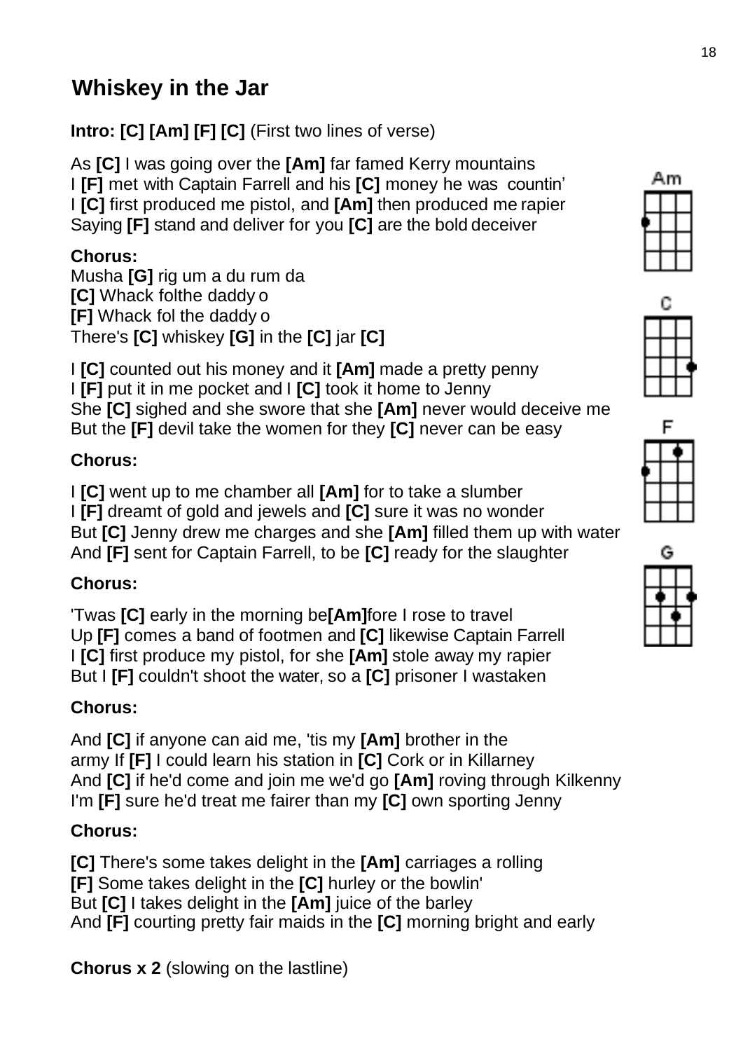# Whiskey in the Jar

**Intro: [C] [Am] [F] [C]** (First two lines of verse)

As **[C]** I was going over the **[Am]** far famed Kerry mountains
I **[F]** met with Captain Farrell and his **[C]** money he was countin'
I **[C]** first produced me pistol, and **[Am]** then produced me rapier
Saying **[F]** stand and deliver for you **[C]** are the bold deceiver

**Chorus:**
Musha **[G]** rig um a du rum da
**[C]** Whack folthe daddy o
**[F]** Whack fol the daddy o
There's **[C]** whiskey **[G]** in the **[C]** jar **[C]**

I **[C]** counted out his money and it **[Am]** made a pretty penny
I **[F]** put it in me pocket and I **[C]** took it home to Jenny
She **[C]** sighed and she swore that she **[Am]** never would deceive me
But the **[F]** devil take the women for they **[C]** never can be easy

**Chorus:**

I **[C]** went up to me chamber all **[Am]** for to take a slumber
I **[F]** dreamt of gold and jewels and **[C]** sure it was no wonder
But **[C]** Jenny drew me charges and she **[Am]** filled them up with water
And **[F]** sent for Captain Farrell, to be **[C]** ready for the slaughter

**Chorus:**

'Twas **[C]** early in the morning be**[Am]**fore I rose to travel
Up **[F]** comes a band of footmen and **[C]** likewise Captain Farrell
I **[C]** first produce my pistol, for she **[Am]** stole away my rapier
But I **[F]** couldn't shoot the water, so a **[C]** prisoner I wastaken

**Chorus:**

And **[C]** if anyone can aid me, 'tis my **[Am]** brother in the
army If **[F]** I could learn his station in **[C]** Cork or in Killarney
And **[C]** if he'd come and join me we'd go **[Am]** roving through Kilkenny
I'm **[F]** sure he'd treat me fairer than my **[C]** own sporting Jenny

**Chorus:**

**[C]** There's some takes delight in the **[Am]** carriages a rolling
**[F]** Some takes delight in the **[C]** hurley or the bowlin'
But **[C]** I takes delight in the **[Am]** juice of the barley
And **[F]** courting pretty fair maids in the **[C]** morning bright and early

**Chorus x 2** (slowing on the lastline)

Am

C

F

G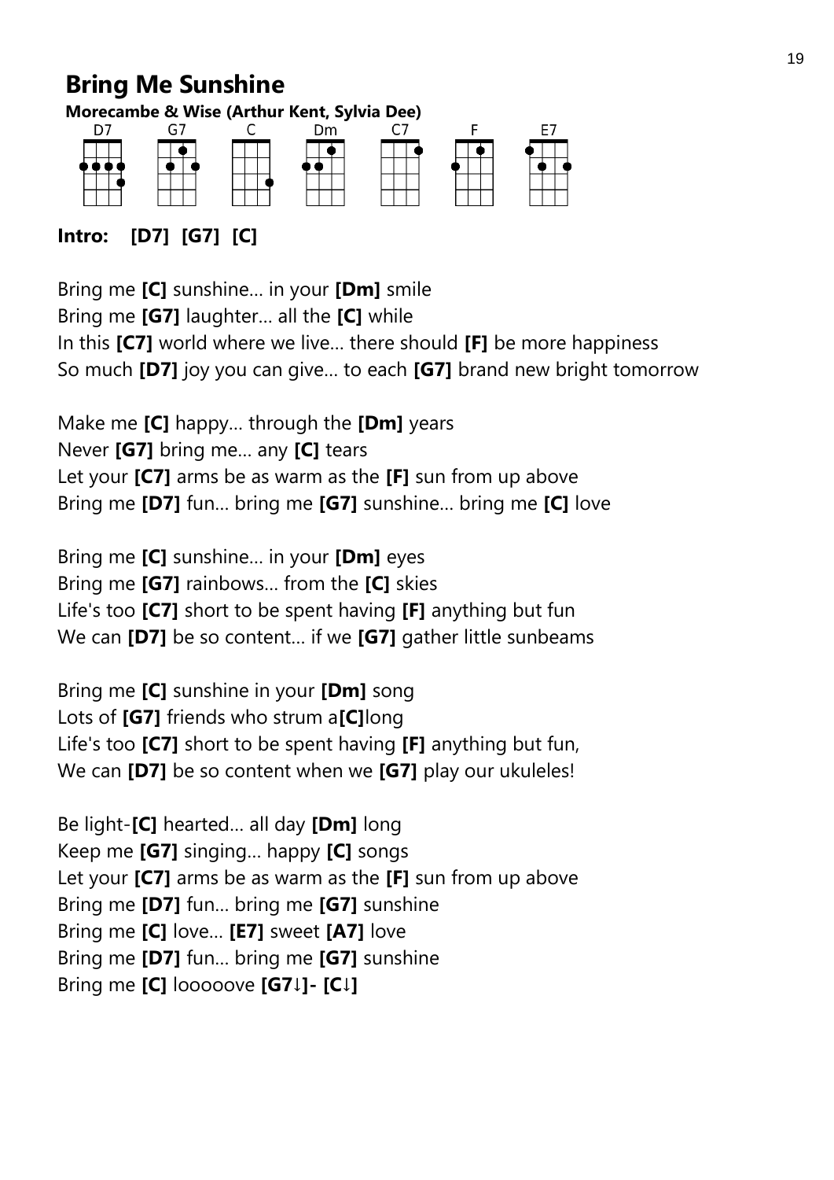# Bring Me Sunshine

**Morecambe & Wise (Arthur Kent, Sylvia Dee)**

D7 G7 C Dm C7 F E7

**Intro: [D7] [G7] [C]**

Bring me **[C]** sunshine... in your **[Dm]** smile
Bring me **[G7]** laughter... all the **[C]** while
In this **[C7]** world where we live... there should **[F]** be more happiness
So much **[D7]** joy you can give... to each **[G7]** brand new bright tomorrow

Make me **[C]** happy... through the **[Dm]** years
Never **[G7]** bring me... any **[C]** tears
Let your **[C7]** arms be as warm as the **[F]** sun from up above
Bring me **[D7]** fun... bring me **[G7]** sunshine... bring me **[C]** love

Bring me **[C]** sunshine... in your **[Dm]** eyes
Bring me **[G7]** rainbows... from the **[C]** skies
Life's too **[C7]** short to be spent having **[F]** anything but fun
We can **[D7]** be so content... if we **[G7]** gather little sunbeams

Bring me **[C]** sunshine in your **[Dm]** song
Lots of **[G7]** friends who strum a**[C]**long
Life's too **[C7]** short to be spent having **[F]** anything but fun,
We can **[D7]** be so content when we **[G7]** play our ukuleles!

Be light-**[C]** hearted... all day **[Dm]** long
Keep me **[G7]** singing... happy **[C]** songs
Let your **[C7]** arms be as warm as the **[F]** sun from up above
Bring me **[D7]** fun... bring me **[G7]** sunshine
Bring me **[C]** love... **[E7]** sweet **[A7]** love
Bring me **[D7]** fun... bring me **[G7]** sunshine
Bring me **[C]** looooove **[G7↓]- [C↓]**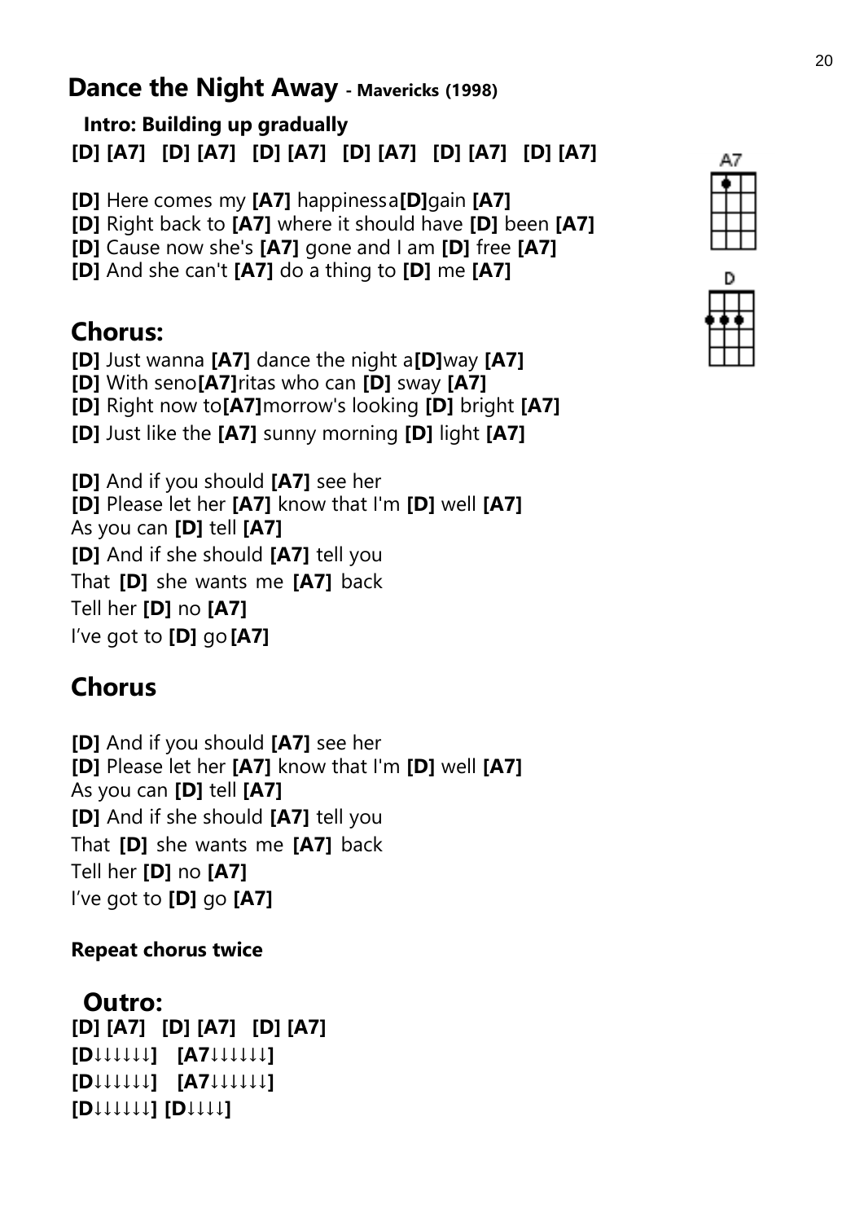## Dance the Night Away - Mavericks (1998)

**Intro: Building up gradually**

**[D] [A7] [D] [A7] [D] [A7] [D] [A7] [D] [A7] [D] [A7]**

**[D]** Here comes my **[A7]** happiness a**[D]**gain **[A7]**
**[D]** Right back to **[A7]** where it should have **[D]** been **[A7]**
**[D]** Cause now she's **[A7]** gone and I am **[D]** free **[A7]**
**[D]** And she can't **[A7]** do a thing to **[D]** me **[A7]**

## Chorus:

**[D]** Just wanna **[A7]** dance the night a**[D]**way **[A7]**
**[D]** With seno**[A7]**ritas who can **[D]** sway **[A7]**
**[D]** Right now to**[A7]**morrow's looking **[D]** bright **[A7]**
**[D]** Just like the **[A7]** sunny morning **[D]** light **[A7]**

**[D]** And if you should **[A7]** see her
**[D]** Please let her **[A7]** know that I'm **[D]** well **[A7]**
As you can **[D]** tell **[A7]**
**[D]** And if she should **[A7]** tell you
That **[D]** she wants me **[A7]** back
Tell her **[D]** no **[A7]**
I've got to **[D]** go **[A7]**

## Chorus

**[D]** And if you should **[A7]** see her
**[D]** Please let her **[A7]** know that I'm **[D]** well **[A7]**
As you can **[D]** tell **[A7]**
**[D]** And if she should **[A7]** tell you
That **[D]** she wants me **[A7]** back
Tell her **[D]** no **[A7]**
I've got to **[D]** go **[A7]**

**Repeat chorus twice**

## Outro:

**[D] [A7] [D] [A7] [D] [A7]**
**[D↓↓↓↓↓↓] [A7↓↓↓↓↓↓]**
**[D↓↓↓↓↓↓] [A7↓↓↓↓↓↓]**
**[D↓↓↓↓↓↓] [D↓↓↓↓]**

A7

D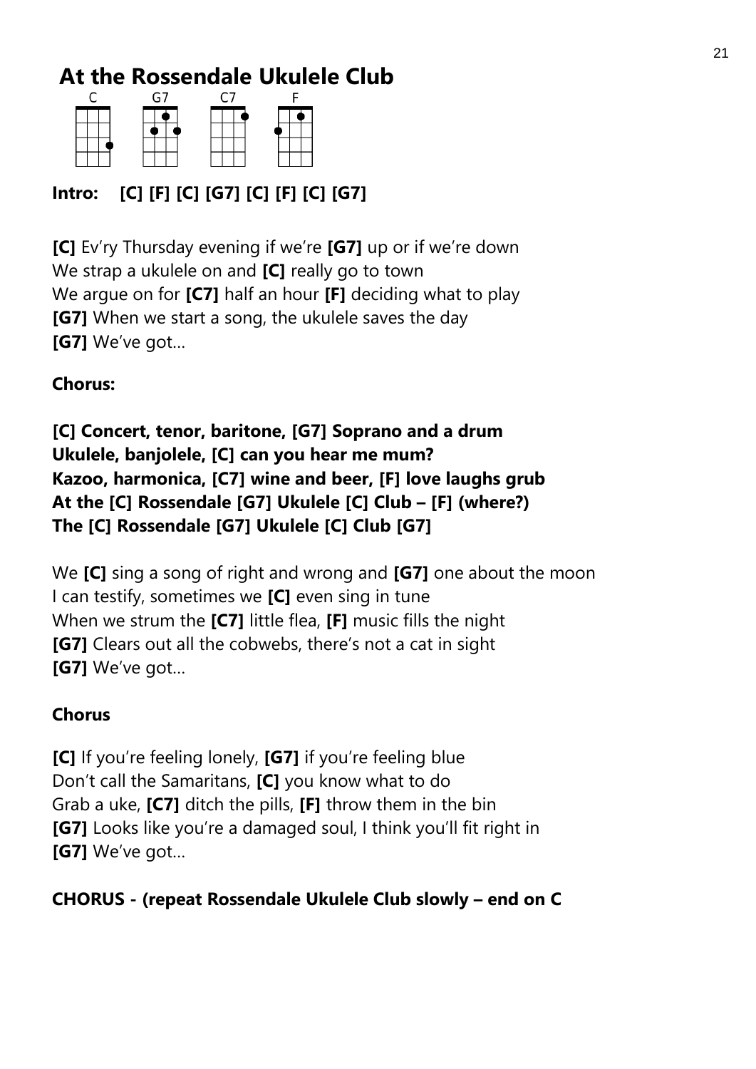# At the Rossendale Ukulele Club

C G7 C7 F

**Intro: [C] [F] [C] [G7] [C] [F] [C] [G7]**

**[C]** Ev'ry Thursday evening if we're **[G7]** up or if we're down
We strap a ukulele on and **[C]** really go to town
We argue on for **[C7]** half an hour **[F]** deciding what to play
**[G7]** When we start a song, the ukulele saves the day
**[G7]** We've got…

**Chorus:**

**[C] Concert, tenor, baritone, [G7] Soprano and a drum**
**Ukulele, banjolele, [C] can you hear me mum?**
**Kazoo, harmonica, [C7] wine and beer, [F] love laughs grub**
**At the [C] Rossendale [G7] Ukulele [C] Club – [F] (where?)**
**The [C] Rossendale [G7] Ukulele [C] Club [G7]**

We **[C]** sing a song of right and wrong and **[G7]** one about the moon
I can testify, sometimes we **[C]** even sing in tune
When we strum the **[C7]** little flea, **[F]** music fills the night
**[G7]** Clears out all the cobwebs, there's not a cat in sight
**[G7]** We've got…

**Chorus**

**[C]** If you're feeling lonely, **[G7]** if you're feeling blue
Don't call the Samaritans, **[C]** you know what to do
Grab a uke, **[C7]** ditch the pills, **[F]** throw them in the bin
**[G7]** Looks like you're a damaged soul, I think you'll fit right in
**[G7]** We've got…

**CHORUS - (repeat Rossendale Ukulele Club slowly – end on C**